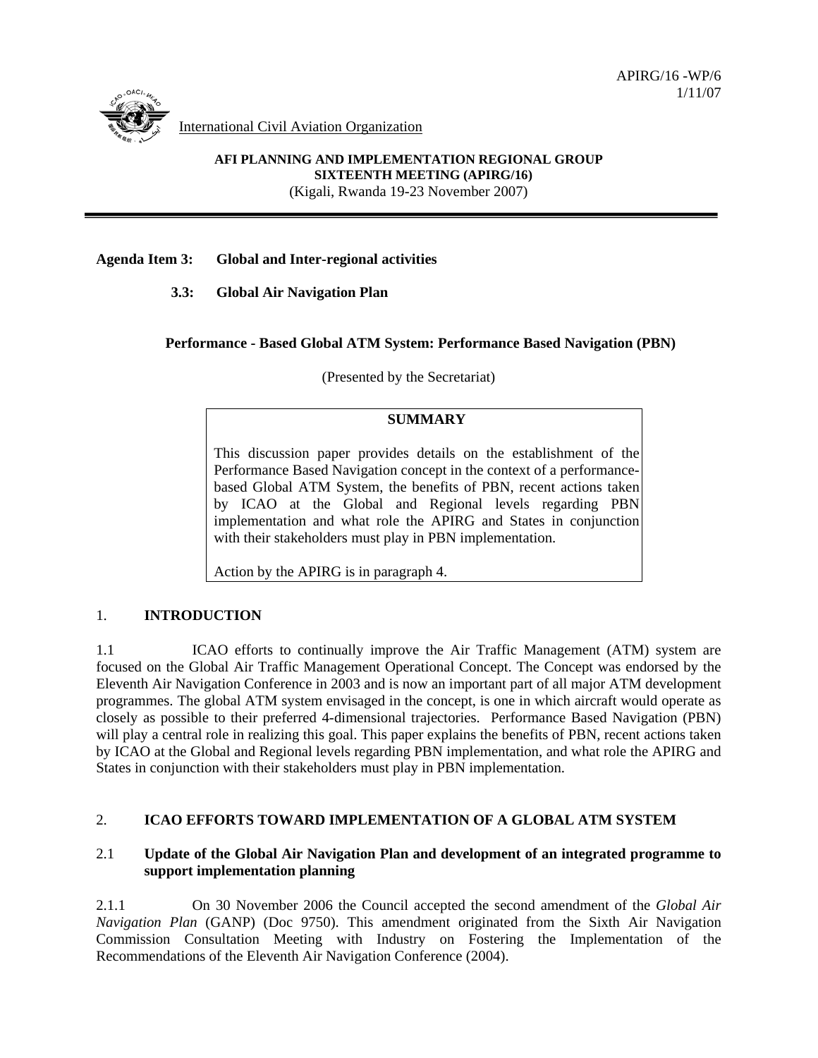APIRG/16 -WP/6
1/11/07

International Civil Aviation Organization

**AFI PLANNING AND IMPLEMENTATION REGIONAL GROUP**
**SIXTEENTH MEETING (APIRG/16)**
(Kigali, Rwanda 19-23 November 2007)

---

**Agenda Item 3: Global and Inter-regional activities**

**3.3: Global Air Navigation Plan**

**Performance - Based Global ATM System: Performance Based Navigation (PBN)**

(Presented by the Secretariat)

> **SUMMARY**
>
> This discussion paper provides details on the establishment of the Performance Based Navigation concept in the context of a performance-based Global ATM System, the benefits of PBN, recent actions taken by ICAO at the Global and Regional levels regarding PBN implementation and what role the APIRG and States in conjunction with their stakeholders must play in PBN implementation.
>
> Action by the APIRG is in paragraph 4.

## 1. INTRODUCTION

1.1 ICAO efforts to continually improve the Air Traffic Management (ATM) system are focused on the Global Air Traffic Management Operational Concept. The Concept was endorsed by the Eleventh Air Navigation Conference in 2003 and is now an important part of all major ATM development programmes. The global ATM system envisaged in the concept, is one in which aircraft would operate as closely as possible to their preferred 4-dimensional trajectories. Performance Based Navigation (PBN) will play a central role in realizing this goal. This paper explains the benefits of PBN, recent actions taken by ICAO at the Global and Regional levels regarding PBN implementation, and what role the APIRG and States in conjunction with their stakeholders must play in PBN implementation.

## 2. ICAO EFFORTS TOWARD IMPLEMENTATION OF A GLOBAL ATM SYSTEM

### 2.1 Update of the Global Air Navigation Plan and development of an integrated programme to support implementation planning

2.1.1 On 30 November 2006 the Council accepted the second amendment of the *Global Air Navigation Plan* (GANP) (Doc 9750). This amendment originated from the Sixth Air Navigation Commission Consultation Meeting with Industry on Fostering the Implementation of the Recommendations of the Eleventh Air Navigation Conference (2004).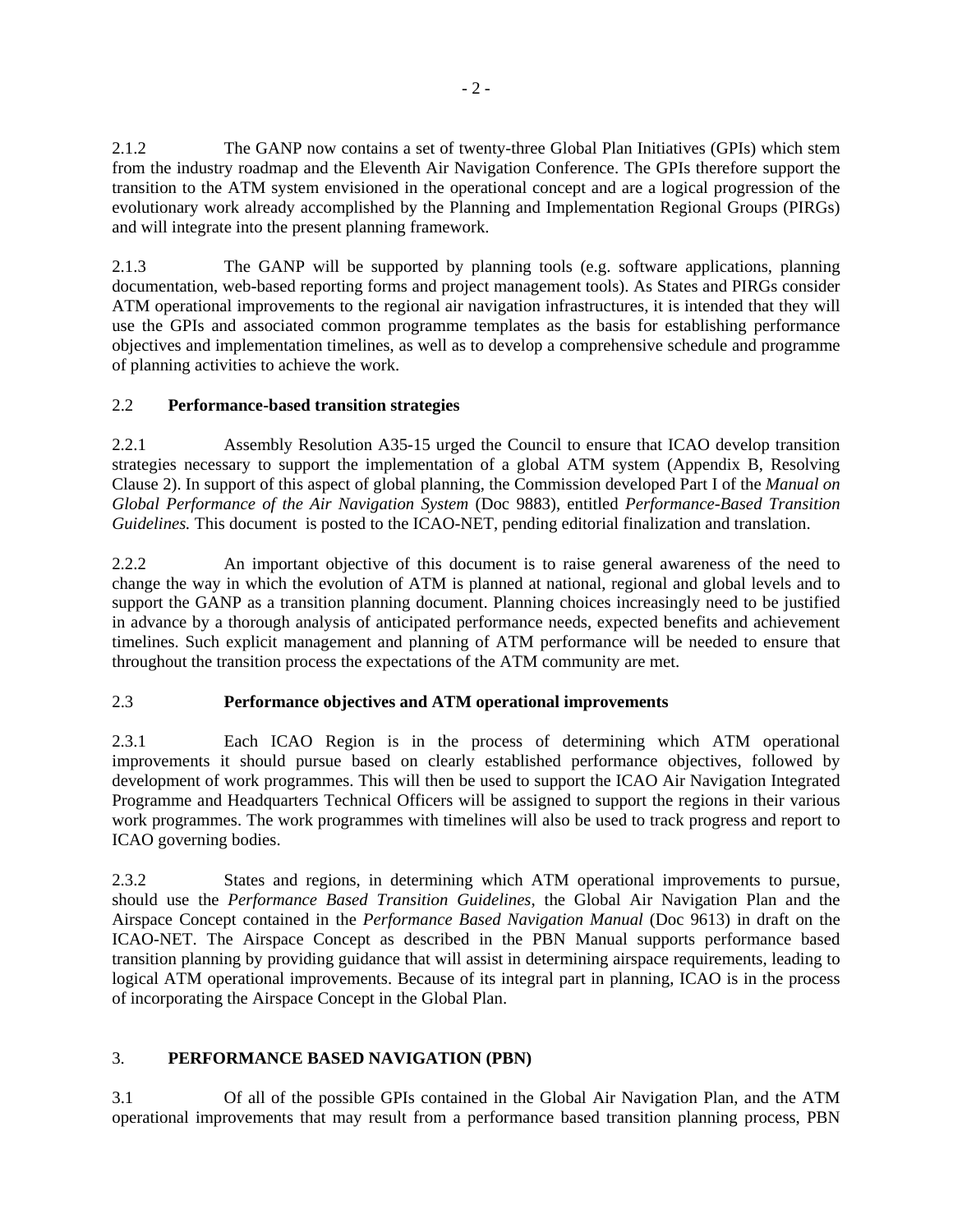2.1.2 The GANP now contains a set of twenty-three Global Plan Initiatives (GPIs) which stem from the industry roadmap and the Eleventh Air Navigation Conference. The GPIs therefore support the transition to the ATM system envisioned in the operational concept and are a logical progression of the evolutionary work already accomplished by the Planning and Implementation Regional Groups (PIRGs) and will integrate into the present planning framework.

2.1.3 The GANP will be supported by planning tools (e.g. software applications, planning documentation, web-based reporting forms and project management tools). As States and PIRGs consider ATM operational improvements to the regional air navigation infrastructures, it is intended that they will use the GPIs and associated common programme templates as the basis for establishing performance objectives and implementation timelines, as well as to develop a comprehensive schedule and programme of planning activities to achieve the work.

### 2.2 **Performance-based transition strategies**

2.2.1 Assembly Resolution A35-15 urged the Council to ensure that ICAO develop transition strategies necessary to support the implementation of a global ATM system (Appendix B, Resolving Clause 2). In support of this aspect of global planning, the Commission developed Part I of the *Manual on Global Performance of the Air Navigation System* (Doc 9883), entitled *Performance-Based Transition Guidelines.* This document is posted to the ICAO-NET, pending editorial finalization and translation.

2.2.2 An important objective of this document is to raise general awareness of the need to change the way in which the evolution of ATM is planned at national, regional and global levels and to support the GANP as a transition planning document. Planning choices increasingly need to be justified in advance by a thorough analysis of anticipated performance needs, expected benefits and achievement timelines. Such explicit management and planning of ATM performance will be needed to ensure that throughout the transition process the expectations of the ATM community are met.

### 2.3 **Performance objectives and ATM operational improvements**

2.3.1 Each ICAO Region is in the process of determining which ATM operational improvements it should pursue based on clearly established performance objectives, followed by development of work programmes. This will then be used to support the ICAO Air Navigation Integrated Programme and Headquarters Technical Officers will be assigned to support the regions in their various work programmes. The work programmes with timelines will also be used to track progress and report to ICAO governing bodies.

2.3.2 States and regions, in determining which ATM operational improvements to pursue, should use the *Performance Based Transition Guidelines*, the Global Air Navigation Plan and the Airspace Concept contained in the *Performance Based Navigation Manual* (Doc 9613) in draft on the ICAO-NET. The Airspace Concept as described in the PBN Manual supports performance based transition planning by providing guidance that will assist in determining airspace requirements, leading to logical ATM operational improvements. Because of its integral part in planning, ICAO is in the process of incorporating the Airspace Concept in the Global Plan.

## 3. **PERFORMANCE BASED NAVIGATION (PBN)**

3.1 Of all of the possible GPIs contained in the Global Air Navigation Plan, and the ATM operational improvements that may result from a performance based transition planning process, PBN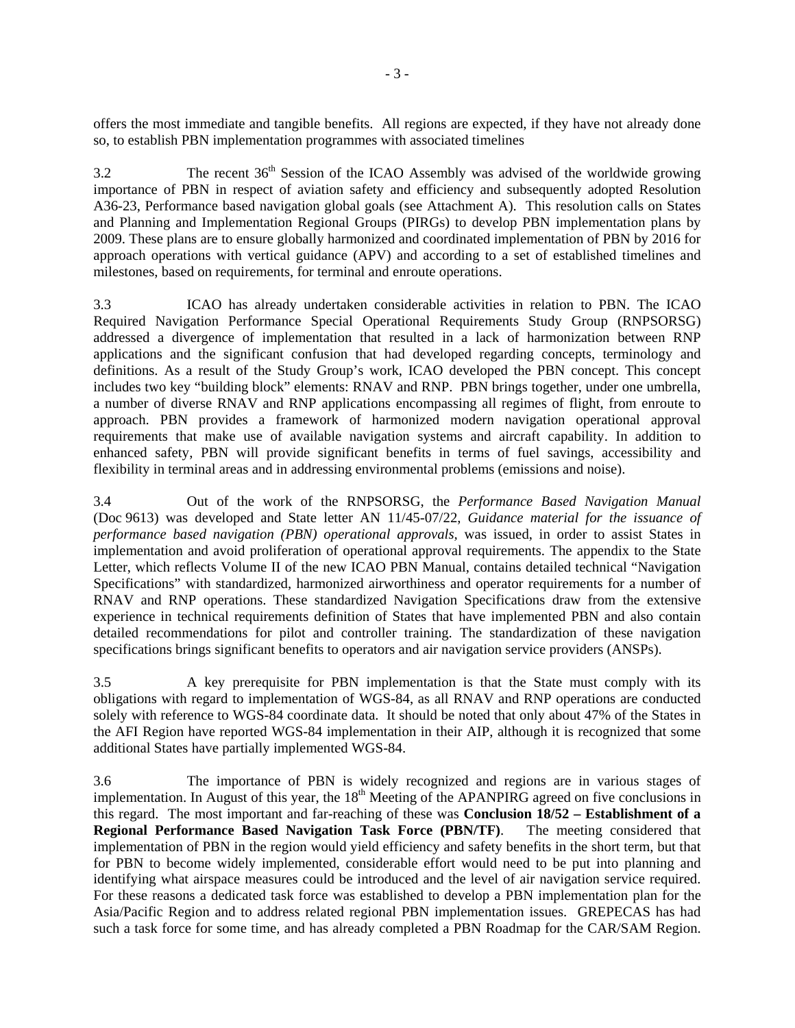offers the most immediate and tangible benefits. All regions are expected, if they have not already done so, to establish PBN implementation programmes with associated timelines

3.2 The recent 36th Session of the ICAO Assembly was advised of the worldwide growing importance of PBN in respect of aviation safety and efficiency and subsequently adopted Resolution A36-23, Performance based navigation global goals (see Attachment A). This resolution calls on States and Planning and Implementation Regional Groups (PIRGs) to develop PBN implementation plans by 2009. These plans are to ensure globally harmonized and coordinated implementation of PBN by 2016 for approach operations with vertical guidance (APV) and according to a set of established timelines and milestones, based on requirements, for terminal and enroute operations.

3.3 ICAO has already undertaken considerable activities in relation to PBN. The ICAO Required Navigation Performance Special Operational Requirements Study Group (RNPSORSG) addressed a divergence of implementation that resulted in a lack of harmonization between RNP applications and the significant confusion that had developed regarding concepts, terminology and definitions. As a result of the Study Group's work, ICAO developed the PBN concept. This concept includes two key "building block" elements: RNAV and RNP. PBN brings together, under one umbrella, a number of diverse RNAV and RNP applications encompassing all regimes of flight, from enroute to approach. PBN provides a framework of harmonized modern navigation operational approval requirements that make use of available navigation systems and aircraft capability. In addition to enhanced safety, PBN will provide significant benefits in terms of fuel savings, accessibility and flexibility in terminal areas and in addressing environmental problems (emissions and noise).

3.4 Out of the work of the RNPSORSG, the *Performance Based Navigation Manual* (Doc 9613) was developed and State letter AN 11/45-07/22, *Guidance material for the issuance of performance based navigation (PBN) operational approvals,* was issued, in order to assist States in implementation and avoid proliferation of operational approval requirements. The appendix to the State Letter, which reflects Volume II of the new ICAO PBN Manual, contains detailed technical "Navigation Specifications" with standardized, harmonized airworthiness and operator requirements for a number of RNAV and RNP operations. These standardized Navigation Specifications draw from the extensive experience in technical requirements definition of States that have implemented PBN and also contain detailed recommendations for pilot and controller training. The standardization of these navigation specifications brings significant benefits to operators and air navigation service providers (ANSPs).

3.5 A key prerequisite for PBN implementation is that the State must comply with its obligations with regard to implementation of WGS-84, as all RNAV and RNP operations are conducted solely with reference to WGS-84 coordinate data. It should be noted that only about 47% of the States in the AFI Region have reported WGS-84 implementation in their AIP, although it is recognized that some additional States have partially implemented WGS-84.

3.6 The importance of PBN is widely recognized and regions are in various stages of implementation. In August of this year, the 18th Meeting of the APANPIRG agreed on five conclusions in this regard. The most important and far-reaching of these was **Conclusion 18/52 – Establishment of a Regional Performance Based Navigation Task Force (PBN/TF)**. The meeting considered that implementation of PBN in the region would yield efficiency and safety benefits in the short term, but that for PBN to become widely implemented, considerable effort would need to be put into planning and identifying what airspace measures could be introduced and the level of air navigation service required. For these reasons a dedicated task force was established to develop a PBN implementation plan for the Asia/Pacific Region and to address related regional PBN implementation issues. GREPECAS has had such a task force for some time, and has already completed a PBN Roadmap for the CAR/SAM Region.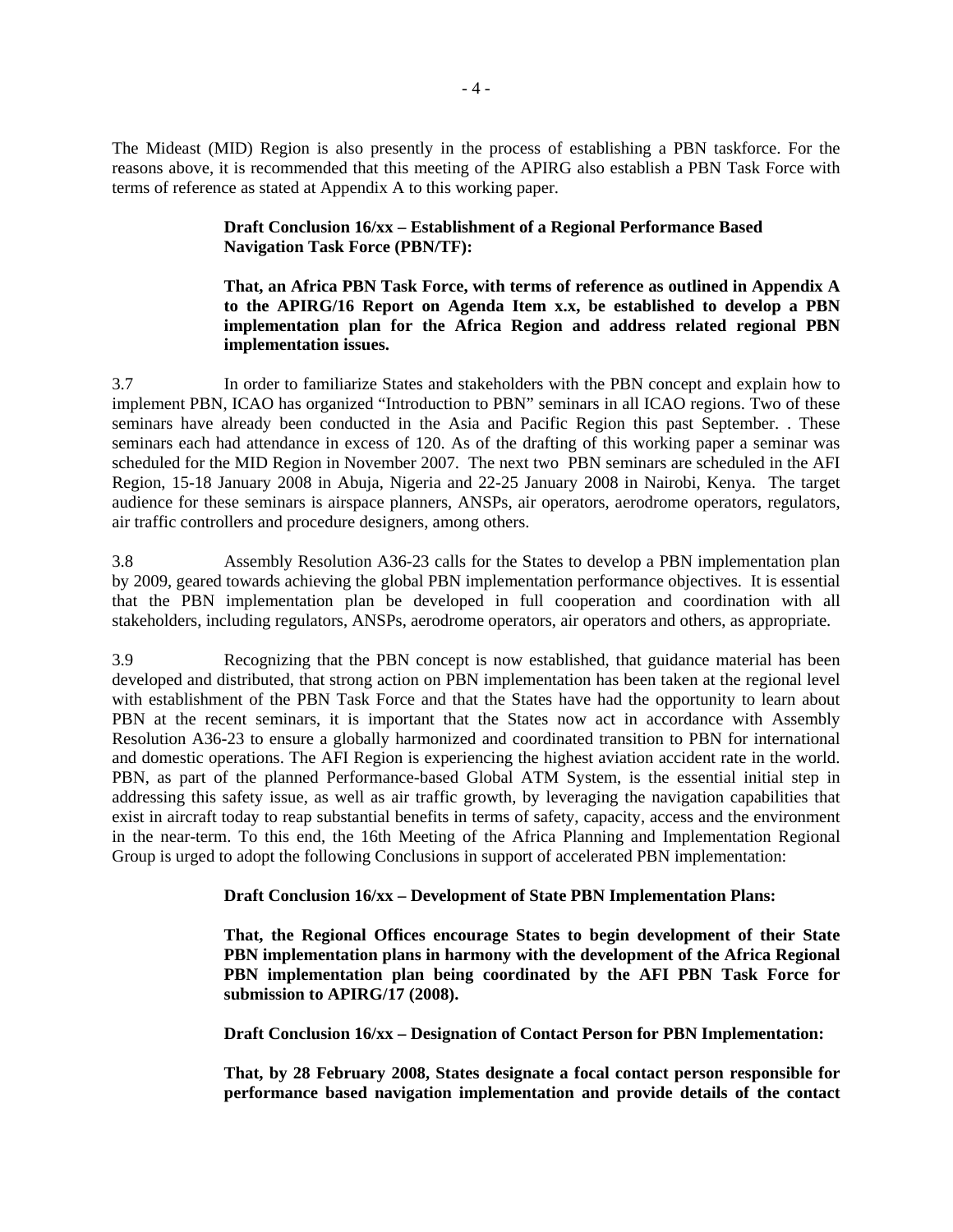The Mideast (MID) Region is also presently in the process of establishing a PBN taskforce. For the reasons above, it is recommended that this meeting of the APIRG also establish a PBN Task Force with terms of reference as stated at Appendix A to this working paper.

**Draft Conclusion 16/xx – Establishment of a Regional Performance Based Navigation Task Force (PBN/TF):**

**That, an Africa PBN Task Force, with terms of reference as outlined in Appendix A to the APIRG/16 Report on Agenda Item x.x, be established to develop a PBN implementation plan for the Africa Region and address related regional PBN implementation issues.**

3.7 In order to familiarize States and stakeholders with the PBN concept and explain how to implement PBN, ICAO has organized "Introduction to PBN" seminars in all ICAO regions. Two of these seminars have already been conducted in the Asia and Pacific Region this past September. . These seminars each had attendance in excess of 120. As of the drafting of this working paper a seminar was scheduled for the MID Region in November 2007. The next two PBN seminars are scheduled in the AFI Region, 15-18 January 2008 in Abuja, Nigeria and 22-25 January 2008 in Nairobi, Kenya. The target audience for these seminars is airspace planners, ANSPs, air operators, aerodrome operators, regulators, air traffic controllers and procedure designers, among others.

3.8 Assembly Resolution A36-23 calls for the States to develop a PBN implementation plan by 2009, geared towards achieving the global PBN implementation performance objectives. It is essential that the PBN implementation plan be developed in full cooperation and coordination with all stakeholders, including regulators, ANSPs, aerodrome operators, air operators and others, as appropriate.

3.9 Recognizing that the PBN concept is now established, that guidance material has been developed and distributed, that strong action on PBN implementation has been taken at the regional level with establishment of the PBN Task Force and that the States have had the opportunity to learn about PBN at the recent seminars, it is important that the States now act in accordance with Assembly Resolution A36-23 to ensure a globally harmonized and coordinated transition to PBN for international and domestic operations. The AFI Region is experiencing the highest aviation accident rate in the world. PBN, as part of the planned Performance-based Global ATM System, is the essential initial step in addressing this safety issue, as well as air traffic growth, by leveraging the navigation capabilities that exist in aircraft today to reap substantial benefits in terms of safety, capacity, access and the environment in the near-term. To this end, the 16th Meeting of the Africa Planning and Implementation Regional Group is urged to adopt the following Conclusions in support of accelerated PBN implementation:

**Draft Conclusion 16/xx – Development of State PBN Implementation Plans:**

**That, the Regional Offices encourage States to begin development of their State PBN implementation plans in harmony with the development of the Africa Regional PBN implementation plan being coordinated by the AFI PBN Task Force for submission to APIRG/17 (2008).**

**Draft Conclusion 16/xx – Designation of Contact Person for PBN Implementation:**

**That, by 28 February 2008, States designate a focal contact person responsible for performance based navigation implementation and provide details of the contact**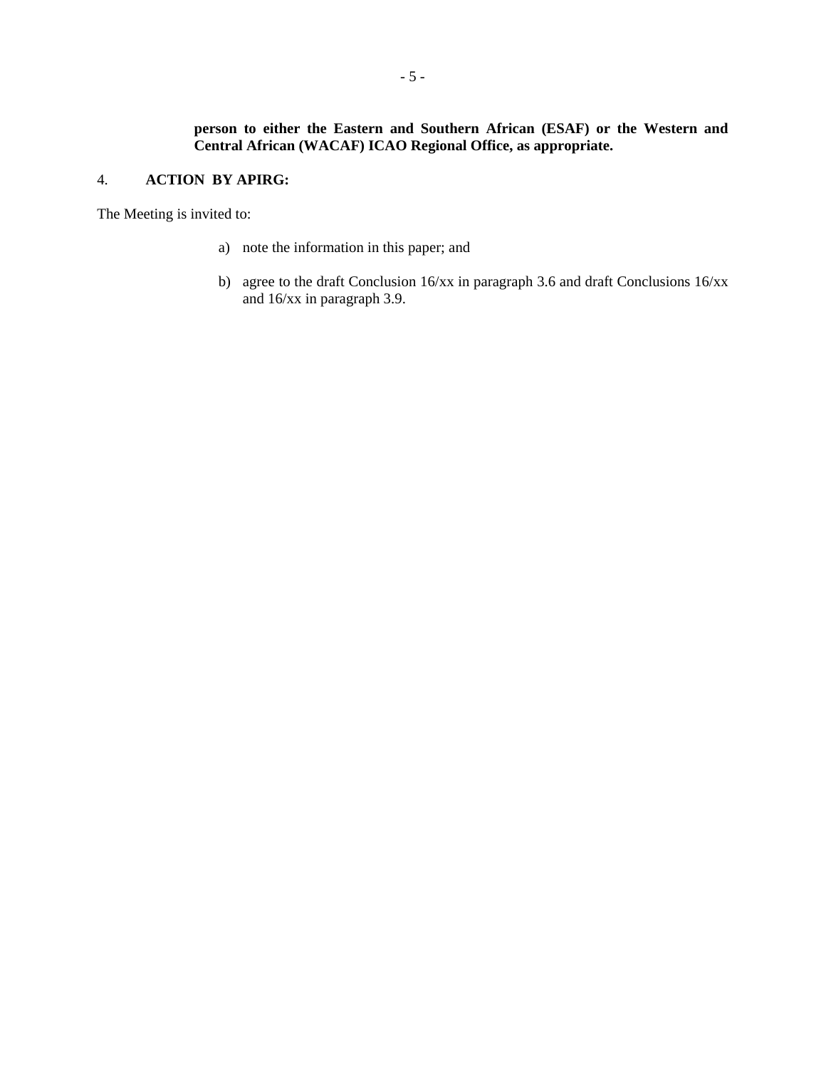**person to either the Eastern and Southern African (ESAF) or the Western and Central African (WACAF) ICAO Regional Office, as appropriate.**

## 4. ACTION BY APIRG:

The Meeting is invited to:

a) note the information in this paper; and

b) agree to the draft Conclusion 16/xx in paragraph 3.6 and draft Conclusions 16/xx and 16/xx in paragraph 3.9.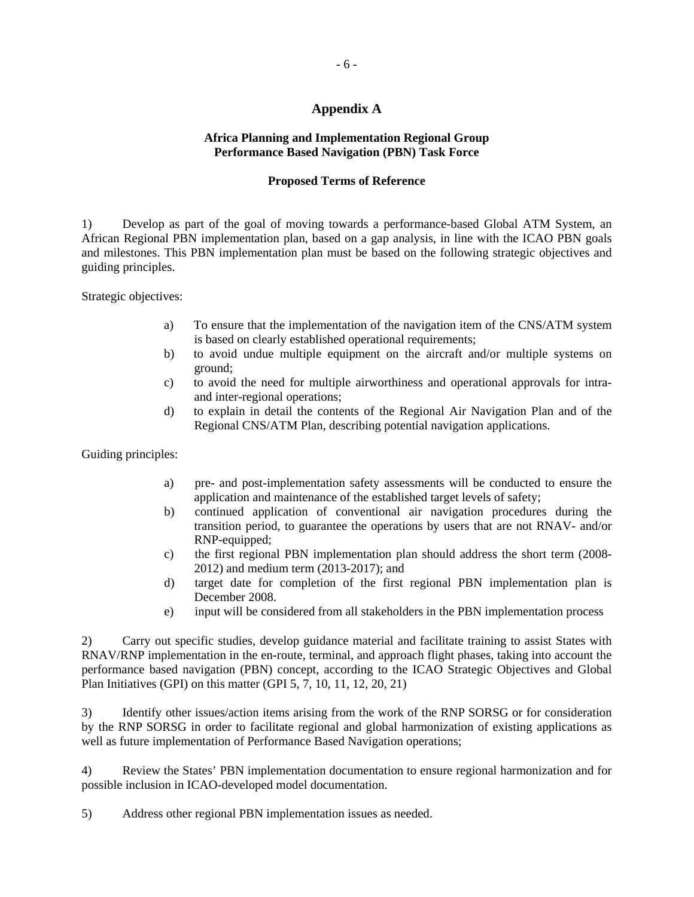# Appendix A

**Africa Planning and Implementation Regional Group**
**Performance Based Navigation (PBN) Task Force**

**Proposed Terms of Reference**

1) Develop as part of the goal of moving towards a performance-based Global ATM System, an African Regional PBN implementation plan, based on a gap analysis, in line with the ICAO PBN goals and milestones. This PBN implementation plan must be based on the following strategic objectives and guiding principles.

Strategic objectives:

a) To ensure that the implementation of the navigation item of the CNS/ATM system is based on clearly established operational requirements;
b) to avoid undue multiple equipment on the aircraft and/or multiple systems on ground;
c) to avoid the need for multiple airworthiness and operational approvals for intra- and inter-regional operations;
d) to explain in detail the contents of the Regional Air Navigation Plan and of the Regional CNS/ATM Plan, describing potential navigation applications.

Guiding principles:

a) pre- and post-implementation safety assessments will be conducted to ensure the application and maintenance of the established target levels of safety;
b) continued application of conventional air navigation procedures during the transition period, to guarantee the operations by users that are not RNAV- and/or RNP-equipped;
c) the first regional PBN implementation plan should address the short term (2008-2012) and medium term (2013-2017); and
d) target date for completion of the first regional PBN implementation plan is December 2008.
e) input will be considered from all stakeholders in the PBN implementation process

2) Carry out specific studies, develop guidance material and facilitate training to assist States with RNAV/RNP implementation in the en-route, terminal, and approach flight phases, taking into account the performance based navigation (PBN) concept, according to the ICAO Strategic Objectives and Global Plan Initiatives (GPI) on this matter (GPI 5, 7, 10, 11, 12, 20, 21)

3) Identify other issues/action items arising from the work of the RNP SORSG or for consideration by the RNP SORSG in order to facilitate regional and global harmonization of existing applications as well as future implementation of Performance Based Navigation operations;

4) Review the States' PBN implementation documentation to ensure regional harmonization and for possible inclusion in ICAO-developed model documentation.

5) Address other regional PBN implementation issues as needed.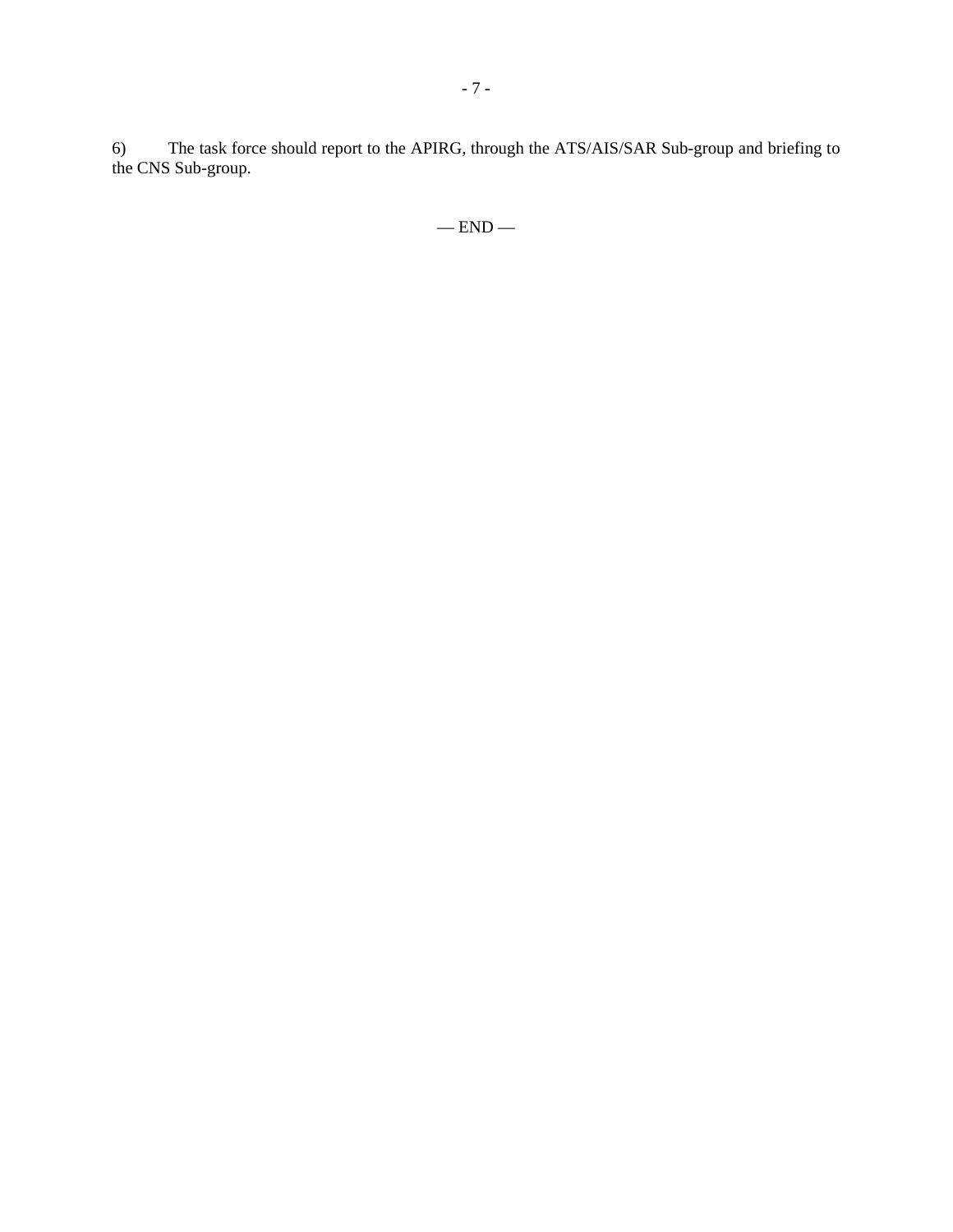6) The task force should report to the APIRG, through the ATS/AIS/SAR Sub-group and briefing to the CNS Sub-group.

— END —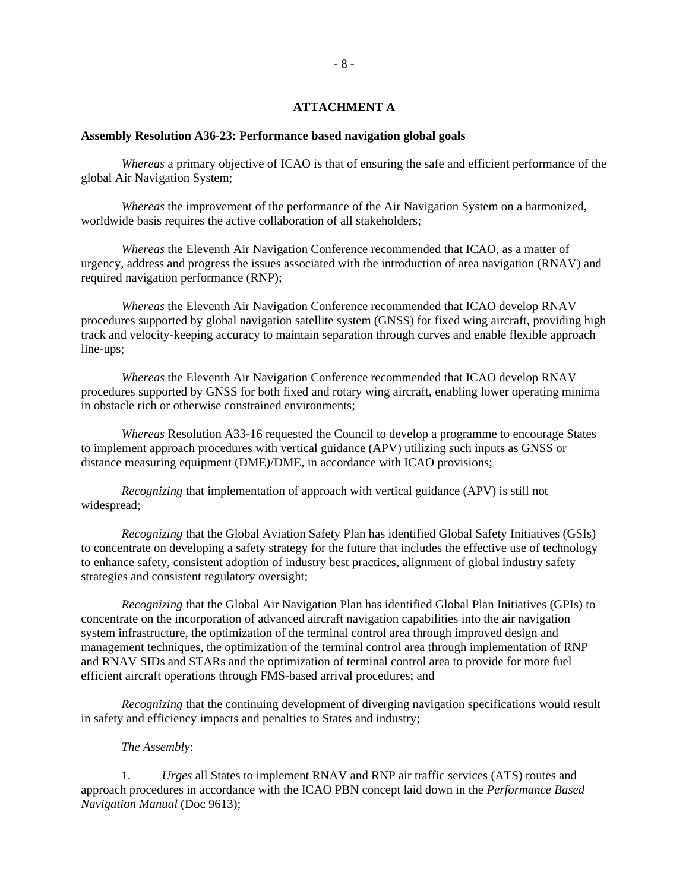## ATTACHMENT A

**Assembly Resolution A36-23: Performance based navigation global goals**

*Whereas* a primary objective of ICAO is that of ensuring the safe and efficient performance of the global Air Navigation System;

*Whereas* the improvement of the performance of the Air Navigation System on a harmonized, worldwide basis requires the active collaboration of all stakeholders;

*Whereas* the Eleventh Air Navigation Conference recommended that ICAO, as a matter of urgency, address and progress the issues associated with the introduction of area navigation (RNAV) and required navigation performance (RNP);

*Whereas* the Eleventh Air Navigation Conference recommended that ICAO develop RNAV procedures supported by global navigation satellite system (GNSS) for fixed wing aircraft, providing high track and velocity-keeping accuracy to maintain separation through curves and enable flexible approach line-ups;

*Whereas* the Eleventh Air Navigation Conference recommended that ICAO develop RNAV procedures supported by GNSS for both fixed and rotary wing aircraft, enabling lower operating minima in obstacle rich or otherwise constrained environments;

*Whereas* Resolution A33-16 requested the Council to develop a programme to encourage States to implement approach procedures with vertical guidance (APV) utilizing such inputs as GNSS or distance measuring equipment (DME)/DME, in accordance with ICAO provisions;

*Recognizing* that implementation of approach with vertical guidance (APV) is still not widespread;

*Recognizing* that the Global Aviation Safety Plan has identified Global Safety Initiatives (GSIs) to concentrate on developing a safety strategy for the future that includes the effective use of technology to enhance safety, consistent adoption of industry best practices, alignment of global industry safety strategies and consistent regulatory oversight;

*Recognizing* that the Global Air Navigation Plan has identified Global Plan Initiatives (GPIs) to concentrate on the incorporation of advanced aircraft navigation capabilities into the air navigation system infrastructure, the optimization of the terminal control area through improved design and management techniques, the optimization of the terminal control area through implementation of RNP and RNAV SIDs and STARs and the optimization of terminal control area to provide for more fuel efficient aircraft operations through FMS-based arrival procedures; and

*Recognizing* that the continuing development of diverging navigation specifications would result in safety and efficiency impacts and penalties to States and industry;

*The Assembly*:

1. *Urges* all States to implement RNAV and RNP air traffic services (ATS) routes and approach procedures in accordance with the ICAO PBN concept laid down in the *Performance Based Navigation Manual* (Doc 9613);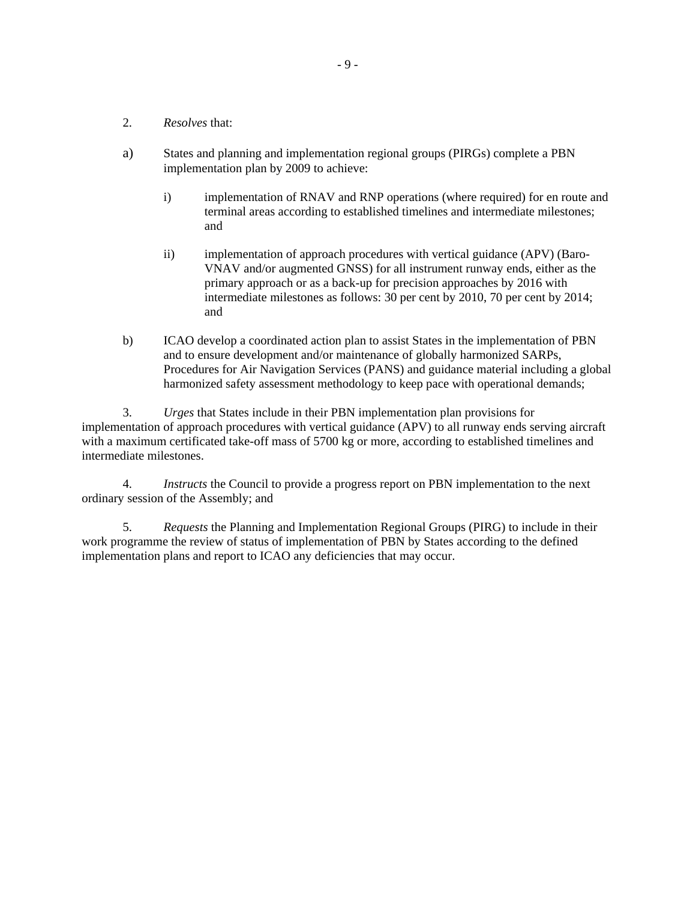2. *Resolves* that:

a) States and planning and implementation regional groups (PIRGs) complete a PBN implementation plan by 2009 to achieve:

   i) implementation of RNAV and RNP operations (where required) for en route and terminal areas according to established timelines and intermediate milestones; and

   ii) implementation of approach procedures with vertical guidance (APV) (Baro-VNAV and/or augmented GNSS) for all instrument runway ends, either as the primary approach or as a back-up for precision approaches by 2016 with intermediate milestones as follows: 30 per cent by 2010, 70 per cent by 2014; and

b) ICAO develop a coordinated action plan to assist States in the implementation of PBN and to ensure development and/or maintenance of globally harmonized SARPs, Procedures for Air Navigation Services (PANS) and guidance material including a global harmonized safety assessment methodology to keep pace with operational demands;

3. *Urges* that States include in their PBN implementation plan provisions for implementation of approach procedures with vertical guidance (APV) to all runway ends serving aircraft with a maximum certificated take-off mass of 5700 kg or more, according to established timelines and intermediate milestones.

4. *Instructs* the Council to provide a progress report on PBN implementation to the next ordinary session of the Assembly; and

5. *Requests* the Planning and Implementation Regional Groups (PIRG) to include in their work programme the review of status of implementation of PBN by States according to the defined implementation plans and report to ICAO any deficiencies that may occur.